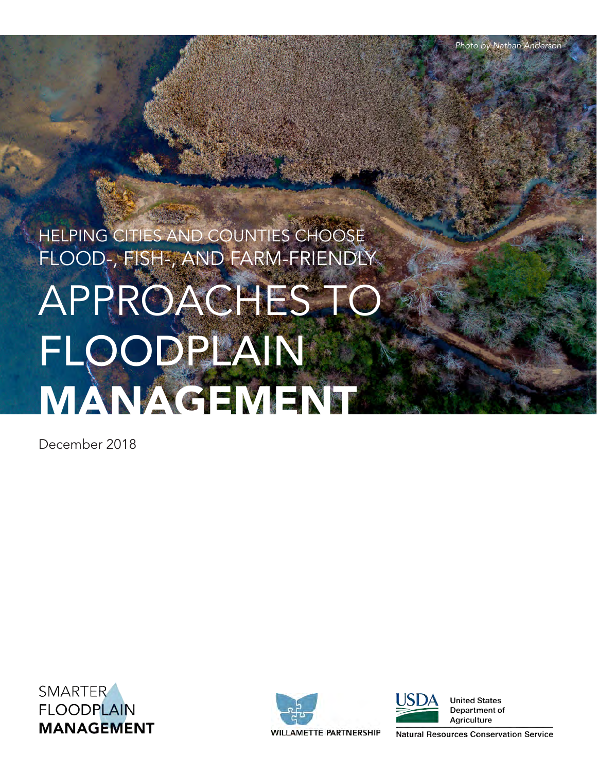*Photo by Nathan Anderson*

HELPING CITIES AND COUNTIES CHOOSE FLOOD-, FISH-, AND FARM-FRIENDLY

# APPROACHES TO FLOODPLAIN MANAGEMENT

December 2018

SMARTER FLOODPLAIN **MANAGEMENT**

WILLAMETTE PARTNERSHIP

USDA United States Department of Agriculture

Natural Resources Conservation Service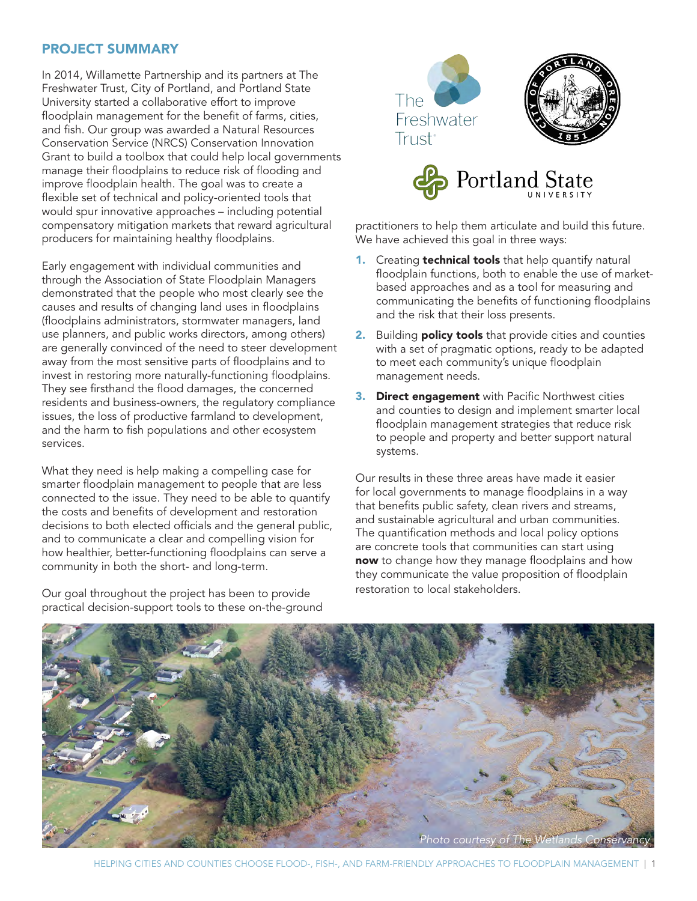## PROJECT SUMMARY

In 2014, Willamette Partnership and its partners at The Freshwater Trust, City of Portland, and Portland State University started a collaborative effort to improve floodplain management for the benefit of farms, cities, and fish. Our group was awarded a Natural Resources Conservation Service (NRCS) Conservation Innovation Grant to build a toolbox that could help local governments manage their floodplains to reduce risk of flooding and improve floodplain health. The goal was to create a flexible set of technical and policy-oriented tools that would spur innovative approaches – including potential compensatory mitigation markets that reward agricultural producers for maintaining healthy floodplains.

Early engagement with individual communities and through the Association of State Floodplain Managers demonstrated that the people who most clearly see the causes and results of changing land uses in floodplains (floodplains administrators, stormwater managers, land use planners, and public works directors, among others) are generally convinced of the need to steer development away from the most sensitive parts of floodplains and to invest in restoring more naturally-functioning floodplains. They see firsthand the flood damages, the concerned residents and business-owners, the regulatory compliance issues, the loss of productive farmland to development, and the harm to fish populations and other ecosystem services.

What they need is help making a compelling case for smarter floodplain management to people that are less connected to the issue. They need to be able to quantify the costs and benefits of development and restoration decisions to both elected officials and the general public, and to communicate a clear and compelling vision for how healthier, better-functioning floodplains can serve a community in both the short- and long-term.

Our goal throughout the project has been to provide practical decision-support tools to these on-the-ground practitioners to help them articulate and build this future. We have achieved this goal in three ways:

1. Creating **technical tools** that help quantify natural floodplain functions, both to enable the use of market-based approaches and as a tool for measuring and communicating the benefits of functioning floodplains and the risk that their loss presents.
2. Building **policy tools** that provide cities and counties with a set of pragmatic options, ready to be adapted to meet each community's unique floodplain management needs.
3. **Direct engagement** with Pacific Northwest cities and counties to design and implement smarter local floodplain management strategies that reduce risk to people and property and better support natural systems.

Our results in these three areas have made it easier for local governments to manage floodplains in a way that benefits public safety, clean rivers and streams, and sustainable agricultural and urban communities. The quantification methods and local policy options are concrete tools that communities can start using **now** to change how they manage floodplains and how they communicate the value proposition of floodplain restoration to local stakeholders.

*Photo courtesy of The Wetlands Conservancy*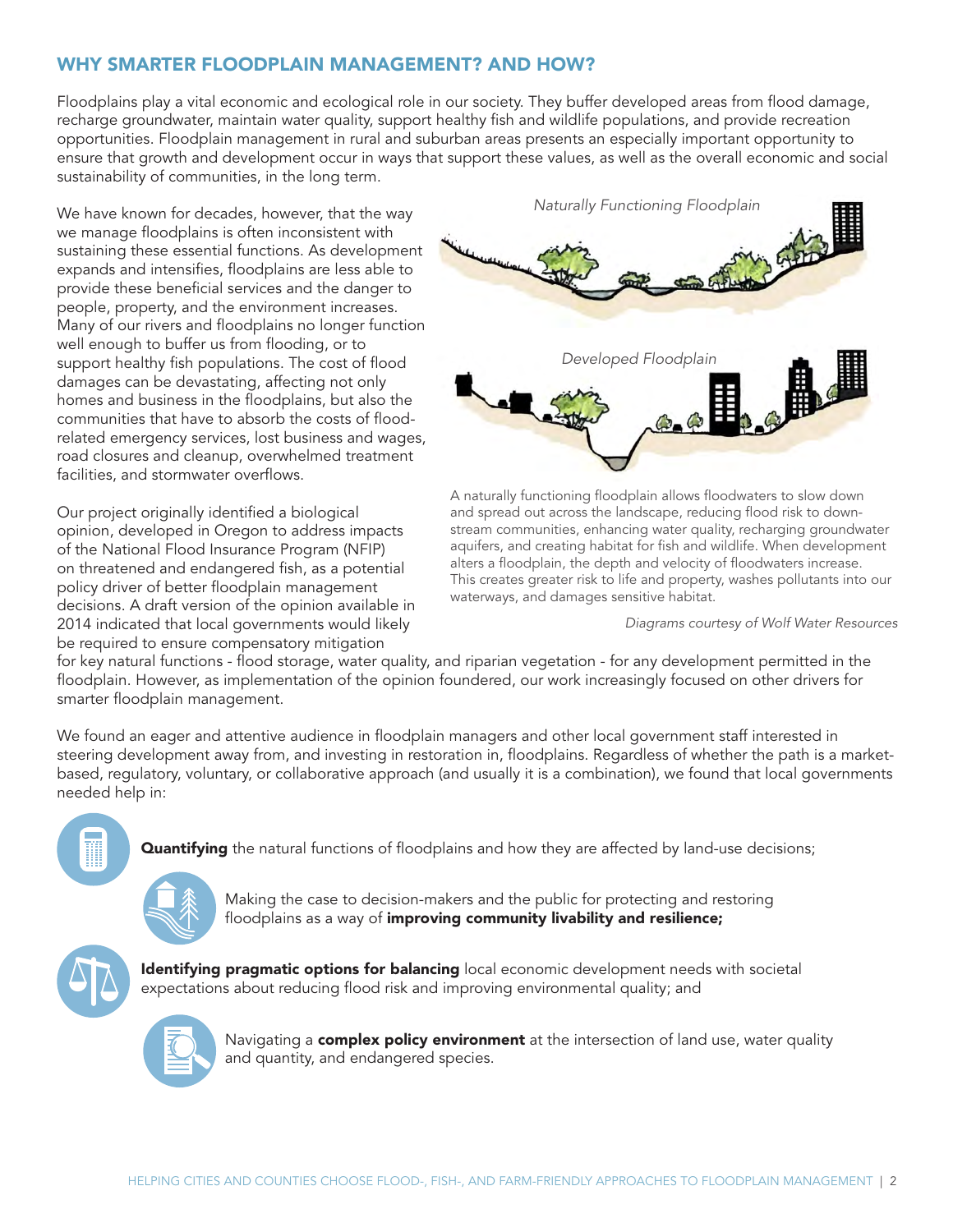## WHY SMARTER FLOODPLAIN MANAGEMENT? AND HOW?

Floodplains play a vital economic and ecological role in our society. They buffer developed areas from flood damage, recharge groundwater, maintain water quality, support healthy fish and wildlife populations, and provide recreation opportunities. Floodplain management in rural and suburban areas presents an especially important opportunity to ensure that growth and development occur in ways that support these values, as well as the overall economic and social sustainability of communities, in the long term.

We have known for decades, however, that the way we manage floodplains is often inconsistent with sustaining these essential functions. As development expands and intensifies, floodplains are less able to provide these beneficial services and the danger to people, property, and the environment increases. Many of our rivers and floodplains no longer function well enough to buffer us from flooding, or to support healthy fish populations. The cost of flood damages can be devastating, affecting not only homes and business in the floodplains, but also the communities that have to absorb the costs of flood-related emergency services, lost business and wages, road closures and cleanup, overwhelmed treatment facilities, and stormwater overflows.

*Naturally Functioning Floodplain*

*Developed Floodplain*

A naturally functioning floodplain allows floodwaters to slow down and spread out across the landscape, reducing flood risk to downstream communities, enhancing water quality, recharging groundwater aquifers, and creating habitat for fish and wildlife. When development alters a floodplain, the depth and velocity of floodwaters increase. This creates greater risk to life and property, washes pollutants into our waterways, and damages sensitive habitat.

*Diagrams courtesy of Wolf Water Resources*

Our project originally identified a biological opinion, developed in Oregon to address impacts of the National Flood Insurance Program (NFIP) on threatened and endangered fish, as a potential policy driver of better floodplain management decisions. A draft version of the opinion available in 2014 indicated that local governments would likely be required to ensure compensatory mitigation for key natural functions - flood storage, water quality, and riparian vegetation - for any development permitted in the floodplain. However, as implementation of the opinion foundered, our work increasingly focused on other drivers for smarter floodplain management.

We found an eager and attentive audience in floodplain managers and other local government staff interested in steering development away from, and investing in restoration in, floodplains. Regardless of whether the path is a market-based, regulatory, voluntary, or collaborative approach (and usually it is a combination), we found that local governments needed help in:

- **Quantifying** the natural functions of floodplains and how they are affected by land-use decisions;
- Making the case to decision-makers and the public for protecting and restoring floodplains as a way of **improving community livability and resilience;**
- **Identifying pragmatic options for balancing** local economic development needs with societal expectations about reducing flood risk and improving environmental quality; and
- Navigating a **complex policy environment** at the intersection of land use, water quality and quantity, and endangered species.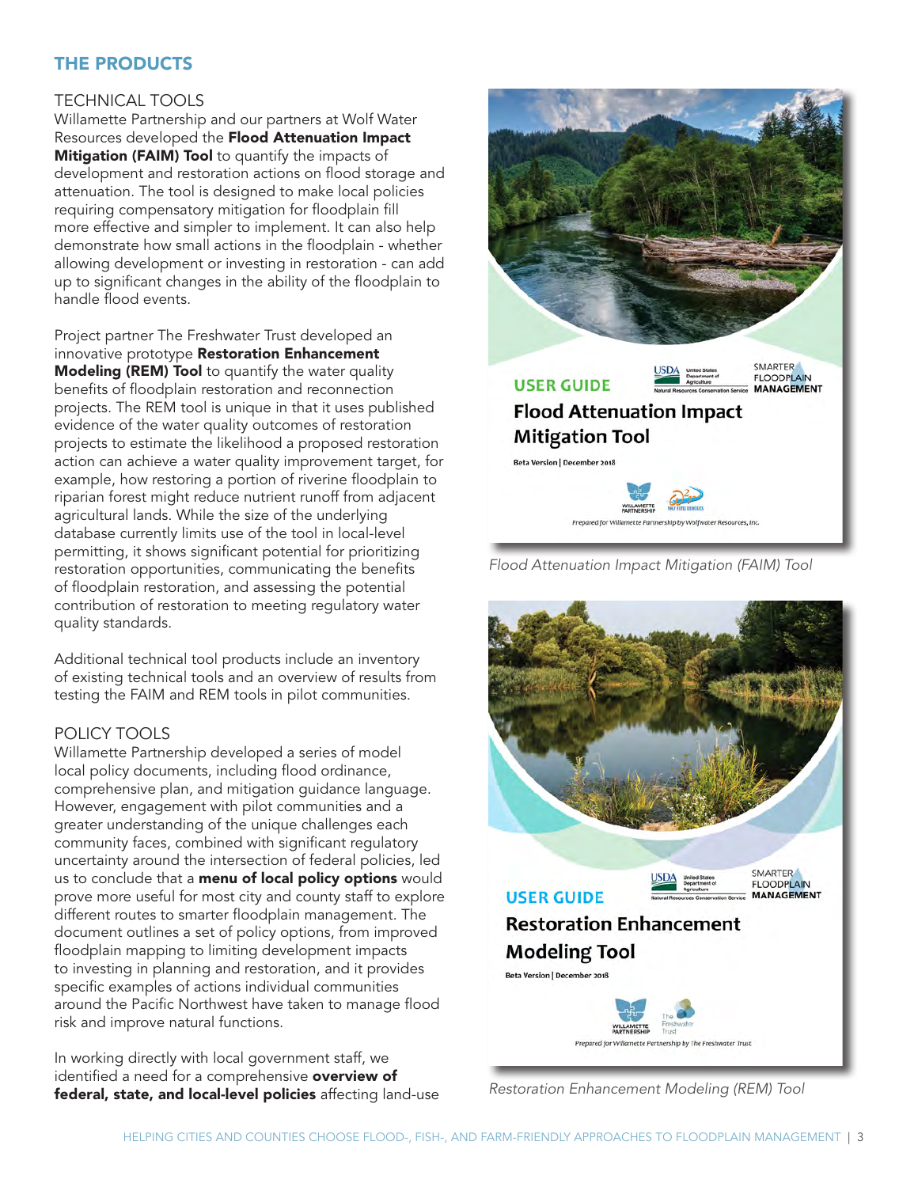## THE PRODUCTS

### TECHNICAL TOOLS

Willamette Partnership and our partners at Wolf Water Resources developed the **Flood Attenuation Impact Mitigation (FAIM) Tool** to quantify the impacts of development and restoration actions on flood storage and attenuation. The tool is designed to make local policies requiring compensatory mitigation for floodplain fill more effective and simpler to implement. It can also help demonstrate how small actions in the floodplain - whether allowing development or investing in restoration - can add up to significant changes in the ability of the floodplain to handle flood events.

Project partner The Freshwater Trust developed an innovative prototype **Restoration Enhancement Modeling (REM) Tool** to quantify the water quality benefits of floodplain restoration and reconnection projects. The REM tool is unique in that it uses published evidence of the water quality outcomes of restoration projects to estimate the likelihood a proposed restoration action can achieve a water quality improvement target, for example, how restoring a portion of riverine floodplain to riparian forest might reduce nutrient runoff from adjacent agricultural lands. While the size of the underlying database currently limits use of the tool in local-level permitting, it shows significant potential for prioritizing restoration opportunities, communicating the benefits of floodplain restoration, and assessing the potential contribution of restoration to meeting regulatory water quality standards.

Additional technical tool products include an inventory of existing technical tools and an overview of results from testing the FAIM and REM tools in pilot communities.

### POLICY TOOLS

Willamette Partnership developed a series of model local policy documents, including flood ordinance, comprehensive plan, and mitigation guidance language. However, engagement with pilot communities and a greater understanding of the unique challenges each community faces, combined with significant regulatory uncertainty around the intersection of federal policies, led us to conclude that a **menu of local policy options** would prove more useful for most city and county staff to explore different routes to smarter floodplain management. The document outlines a set of policy options, from improved floodplain mapping to limiting development impacts to investing in planning and restoration, and it provides specific examples of actions individual communities around the Pacific Northwest have taken to manage flood risk and improve natural functions.

In working directly with local government staff, we identified a need for a comprehensive **overview of federal, state, and local-level policies** affecting land-use

USER GUIDE

**Flood Attenuation Impact Mitigation Tool**

Beta Version | December 2018

Prepared for Willamette Partnership by Wolfwater Resources, Inc.

*Flood Attenuation Impact Mitigation (FAIM) Tool*

USER GUIDE

**Restoration Enhancement Modeling Tool**

Beta Version | December 2018

Prepared for Willamette Partnership by The Freshwater Trust

*Restoration Enhancement Modeling (REM) Tool*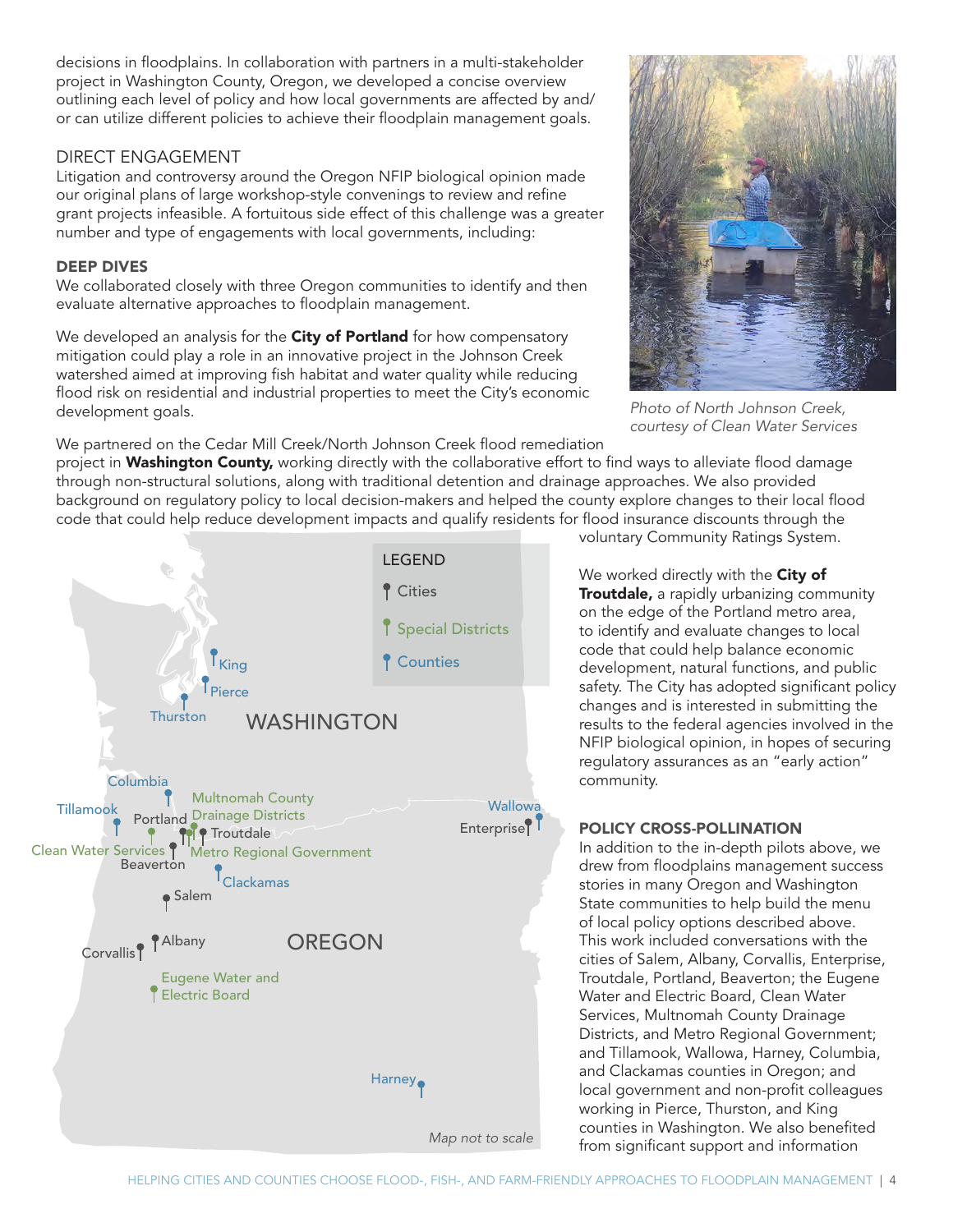decisions in floodplains. In collaboration with partners in a multi-stakeholder project in Washington County, Oregon, we developed a concise overview outlining each level of policy and how local governments are affected by and/or can utilize different policies to achieve their floodplain management goals.

## DIRECT ENGAGEMENT

Litigation and controversy around the Oregon NFIP biological opinion made our original plans of large workshop-style convenings to review and refine grant projects infeasible. A fortuitous side effect of this challenge was a greater number and type of engagements with local governments, including:

### DEEP DIVES

We collaborated closely with three Oregon communities to identify and then evaluate alternative approaches to floodplain management.

We developed an analysis for the **City of Portland** for how compensatory mitigation could play a role in an innovative project in the Johnson Creek watershed aimed at improving fish habitat and water quality while reducing flood risk on residential and industrial properties to meet the City's economic development goals.

*Photo of North Johnson Creek, courtesy of Clean Water Services*

We partnered on the Cedar Mill Creek/North Johnson Creek flood remediation project in **Washington County,** working directly with the collaborative effort to find ways to alleviate flood damage through non-structural solutions, along with traditional detention and drainage approaches. We also provided background on regulatory policy to local decision-makers and helped the county explore changes to their local flood code that could help reduce development impacts and qualify residents for flood insurance discounts through the voluntary Community Ratings System.

We worked directly with the **City of Troutdale,** a rapidly urbanizing community on the edge of the Portland metro area, to identify and evaluate changes to local code that could help balance economic development, natural functions, and public safety. The City has adopted significant policy changes and is interested in submitting the results to the federal agencies involved in the NFIP biological opinion, in hopes of securing regulatory assurances as an "early action" community.

LEGEND: Cities; Special Districts; Counties

WASHINGTON: King; Pierce; Thurston

OREGON: Columbia; Tillamook; Portland; Multnomah County Drainage Districts; Troutdale; Clean Water Services; Beaverton; Metro Regional Government; Clackamas; Wallowa; Enterprise; Salem; Albany; Corvallis; Eugene Water and Electric Board; Harney

*Map not to scale*

### POLICY CROSS-POLLINATION

In addition to the in-depth pilots above, we drew from floodplains management success stories in many Oregon and Washington State communities to help build the menu of local policy options described above. This work included conversations with the cities of Salem, Albany, Corvallis, Enterprise, Troutdale, Portland, Beaverton; the Eugene Water and Electric Board, Clean Water Services, Multnomah County Drainage Districts, and Metro Regional Government; and Tillamook, Wallowa, Harney, Columbia, and Clackamas counties in Oregon; and local government and non-profit colleagues working in Pierce, Thurston, and King counties in Washington. We also benefited from significant support and information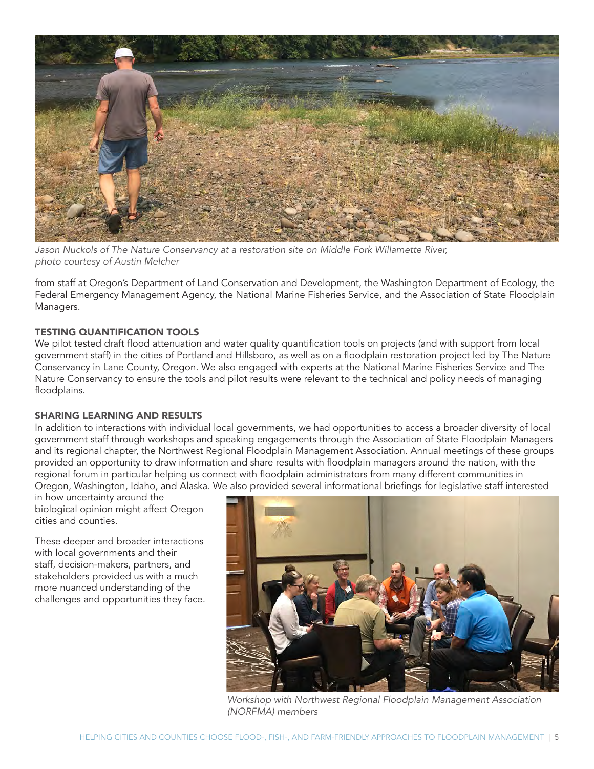*Jason Nuckols of The Nature Conservancy at a restoration site on Middle Fork Willamette River, photo courtesy of Austin Melcher*

from staff at Oregon's Department of Land Conservation and Development, the Washington Department of Ecology, the Federal Emergency Management Agency, the National Marine Fisheries Service, and the Association of State Floodplain Managers.

## TESTING QUANTIFICATION TOOLS

We pilot tested draft flood attenuation and water quality quantification tools on projects (and with support from local government staff) in the cities of Portland and Hillsboro, as well as on a floodplain restoration project led by The Nature Conservancy in Lane County, Oregon. We also engaged with experts at the National Marine Fisheries Service and The Nature Conservancy to ensure the tools and pilot results were relevant to the technical and policy needs of managing floodplains.

## SHARING LEARNING AND RESULTS

In addition to interactions with individual local governments, we had opportunities to access a broader diversity of local government staff through workshops and speaking engagements through the Association of State Floodplain Managers and its regional chapter, the Northwest Regional Floodplain Management Association. Annual meetings of these groups provided an opportunity to draw information and share results with floodplain managers around the nation, with the regional forum in particular helping us connect with floodplain administrators from many different communities in Oregon, Washington, Idaho, and Alaska. We also provided several informational briefings for legislative staff interested in how uncertainty around the biological opinion might affect Oregon cities and counties.

These deeper and broader interactions with local governments and their staff, decision-makers, partners, and stakeholders provided us with a much more nuanced understanding of the challenges and opportunities they face.

*Workshop with Northwest Regional Floodplain Management Association (NORFMA) members*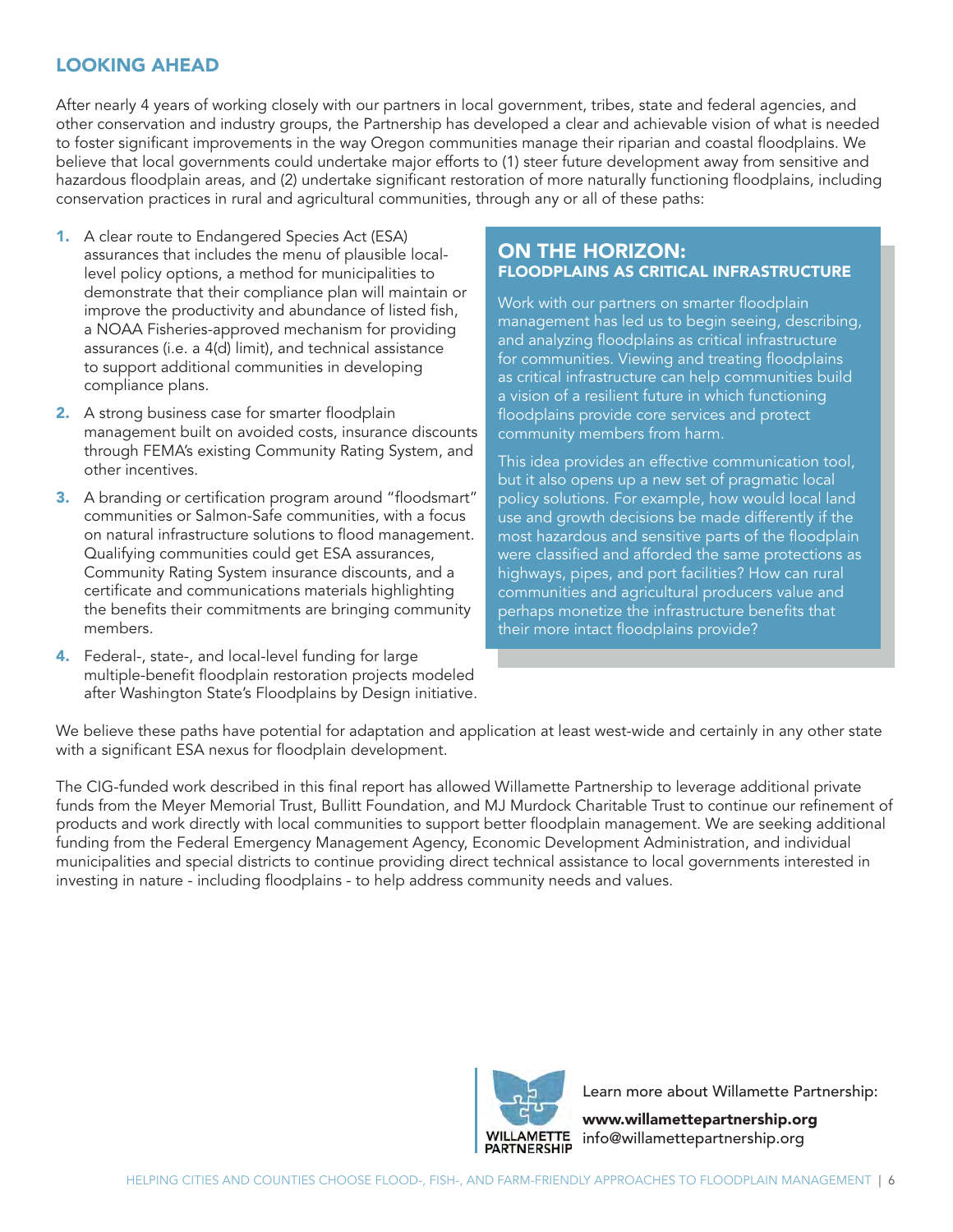## LOOKING AHEAD

After nearly 4 years of working closely with our partners in local government, tribes, state and federal agencies, and other conservation and industry groups, the Partnership has developed a clear and achievable vision of what is needed to foster significant improvements in the way Oregon communities manage their riparian and coastal floodplains. We believe that local governments could undertake major efforts to (1) steer future development away from sensitive and hazardous floodplain areas, and (2) undertake significant restoration of more naturally functioning floodplains, including conservation practices in rural and agricultural communities, through any or all of these paths:

1. A clear route to Endangered Species Act (ESA) assurances that includes the menu of plausible local-level policy options, a method for municipalities to demonstrate that their compliance plan will maintain or improve the productivity and abundance of listed fish, a NOAA Fisheries-approved mechanism for providing assurances (i.e. a 4(d) limit), and technical assistance to support additional communities in developing compliance plans.
2. A strong business case for smarter floodplain management built on avoided costs, insurance discounts through FEMA's existing Community Rating System, and other incentives.
3. A branding or certification program around "floodsmart" communities or Salmon-Safe communities, with a focus on natural infrastructure solutions to flood management. Qualifying communities could get ESA assurances, Community Rating System insurance discounts, and a certificate and communications materials highlighting the benefits their commitments are bringing community members.
4. Federal-, state-, and local-level funding for large multiple-benefit floodplain restoration projects modeled after Washington State's Floodplains by Design initiative.

### ON THE HORIZON: FLOODPLAINS AS CRITICAL INFRASTRUCTURE

Work with our partners on smarter floodplain management has led us to begin seeing, describing, and analyzing floodplains as critical infrastructure for communities. Viewing and treating floodplains as critical infrastructure can help communities build a vision of a resilient future in which functioning floodplains provide core services and protect community members from harm.

This idea provides an effective communication tool, but it also opens up a new set of pragmatic local policy solutions. For example, how would local land use and growth decisions be made differently if the most hazardous and sensitive parts of the floodplain were classified and afforded the same protections as highways, pipes, and port facilities? How can rural communities and agricultural producers value and perhaps monetize the infrastructure benefits that their more intact floodplains provide?

We believe these paths have potential for adaptation and application at least west-wide and certainly in any other state with a significant ESA nexus for floodplain development.

The CIG-funded work described in this final report has allowed Willamette Partnership to leverage additional private funds from the Meyer Memorial Trust, Bullitt Foundation, and MJ Murdock Charitable Trust to continue our refinement of products and work directly with local communities to support better floodplain management. We are seeking additional funding from the Federal Emergency Management Agency, Economic Development Administration, and individual municipalities and special districts to continue providing direct technical assistance to local governments interested in investing in nature - including floodplains - to help address community needs and values.

WILLAMETTE PARTNERSHIP

Learn more about Willamette Partnership:

**www.willamettepartnership.org**
info@willamettepartnership.org